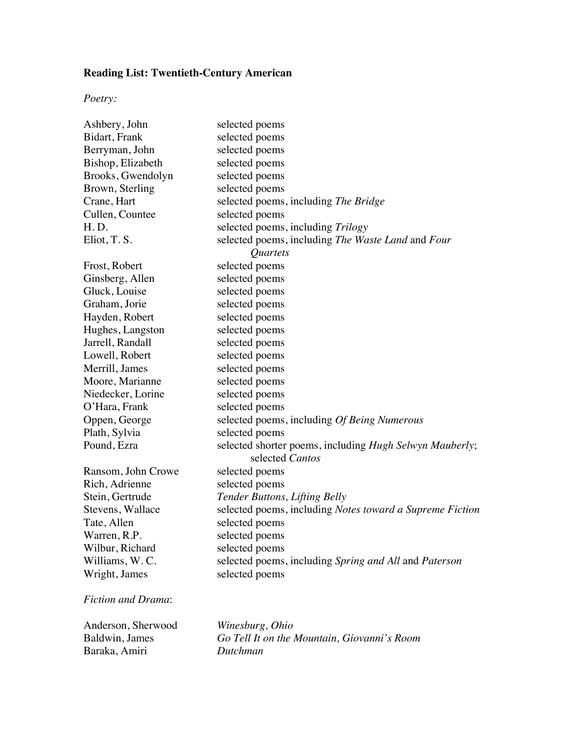**Reading List: Twentieth-Century American**

*Poetry:*

| | |
|---|---|
| Ashbery, John | selected poems |
| Bidart, Frank | selected poems |
| Berryman, John | selected poems |
| Bishop, Elizabeth | selected poems |
| Brooks, Gwendolyn | selected poems |
| Brown, Sterling | selected poems |
| Crane, Hart | selected poems, including *The Bridge* |
| Cullen, Countee | selected poems |
| H. D. | selected poems, including *Trilogy* |
| Eliot, T. S. | selected poems, including *The Waste Land* and *Four Quartets* |
| Frost, Robert | selected poems |
| Ginsberg, Allen | selected poems |
| Gluck, Louise | selected poems |
| Graham, Jorie | selected poems |
| Hayden, Robert | selected poems |
| Hughes, Langston | selected poems |
| Jarrell, Randall | selected poems |
| Lowell, Robert | selected poems |
| Merrill, James | selected poems |
| Moore, Marianne | selected poems |
| Niedecker, Lorine | selected poems |
| O'Hara, Frank | selected poems |
| Oppen, George | selected poems, including *Of Being Numerous* |
| Plath, Sylvia | selected poems |
| Pound, Ezra | selected shorter poems, including *Hugh Selwyn Mauberly*; selected *Cantos* |
| Ransom, John Crowe | selected poems |
| Rich, Adrienne | selected poems |
| Stein, Gertrude | *Tender Buttons, Lifting Belly* |
| Stevens, Wallace | selected poems, including *Notes toward a Supreme Fiction* |
| Tate, Allen | selected poems |
| Warren, R.P. | selected poems |
| Wilbur, Richard | selected poems |
| Williams, W. C. | selected poems, including *Spring and All* and *Paterson* |
| Wright, James | selected poems |

*Fiction and Drama*:

| | |
|---|---|
| Anderson, Sherwood | *Winesburg, Ohio* |
| Baldwin, James | *Go Tell It on the Mountain, Giovanni's Room* |
| Baraka, Amiri | *Dutchman* |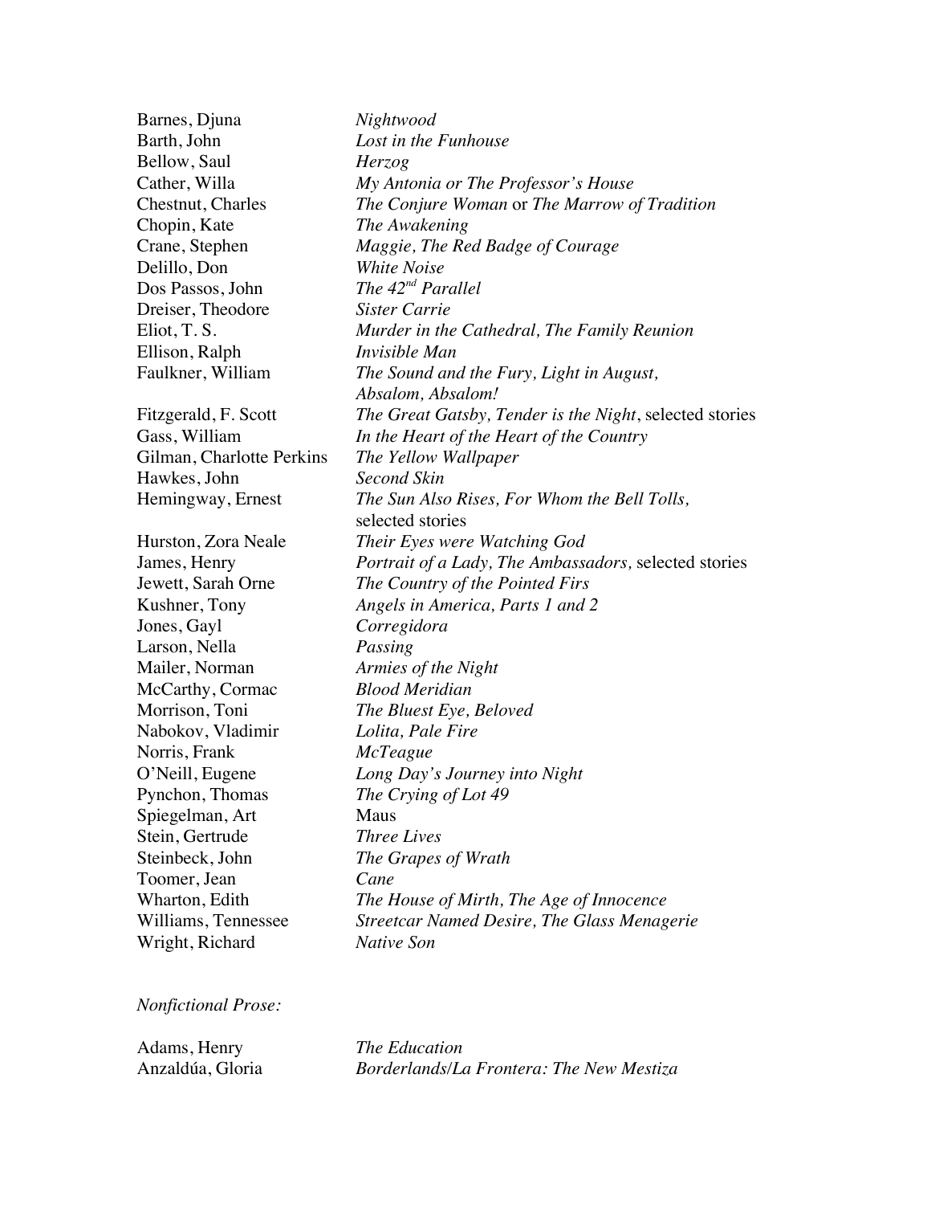Barnes, Djuna — *Nightwood*
Barth, John — *Lost in the Funhouse*
Bellow, Saul — *Herzog*
Cather, Willa — *My Antonia or The Professor's House*
Chestnut, Charles — *The Conjure Woman* or *The Marrow of Tradition*
Chopin, Kate — *The Awakening*
Crane, Stephen — *Maggie, The Red Badge of Courage*
Delillo, Don — *White Noise*
Dos Passos, John — *The 42nd Parallel*
Dreiser, Theodore — *Sister Carrie*
Eliot, T. S. — *Murder in the Cathedral, The Family Reunion*
Ellison, Ralph — *Invisible Man*
Faulkner, William — *The Sound and the Fury, Light in August, Absalom, Absalom!*
Fitzgerald, F. Scott — *The Great Gatsby, Tender is the Night*, selected stories
Gass, William — *In the Heart of the Heart of the Country*
Gilman, Charlotte Perkins — *The Yellow Wallpaper*
Hawkes, John — *Second Skin*
Hemingway, Ernest — *The Sun Also Rises, For Whom the Bell Tolls,* selected stories
Hurston, Zora Neale — *Their Eyes were Watching God*
James, Henry — *Portrait of a Lady, The Ambassadors,* selected stories
Jewett, Sarah Orne — *The Country of the Pointed Firs*
Kushner, Tony — *Angels in America, Parts 1 and 2*
Jones, Gayl — *Corregidora*
Larson, Nella — *Passing*
Mailer, Norman — *Armies of the Night*
McCarthy, Cormac — *Blood Meridian*
Morrison, Toni — *The Bluest Eye, Beloved*
Nabokov, Vladimir — *Lolita, Pale Fire*
Norris, Frank — *McTeague*
O'Neill, Eugene — *Long Day's Journey into Night*
Pynchon, Thomas — *The Crying of Lot 49*
Spiegelman, Art — Maus
Stein, Gertrude — *Three Lives*
Steinbeck, John — *The Grapes of Wrath*
Toomer, Jean — *Cane*
Wharton, Edith — *The House of Mirth, The Age of Innocence*
Williams, Tennessee — *Streetcar Named Desire, The Glass Menagerie*
Wright, Richard — *Native Son*

*Nonfictional Prose:*

Adams, Henry — *The Education*
Anzaldúa, Gloria — *Borderlands/La Frontera: The New Mestiza*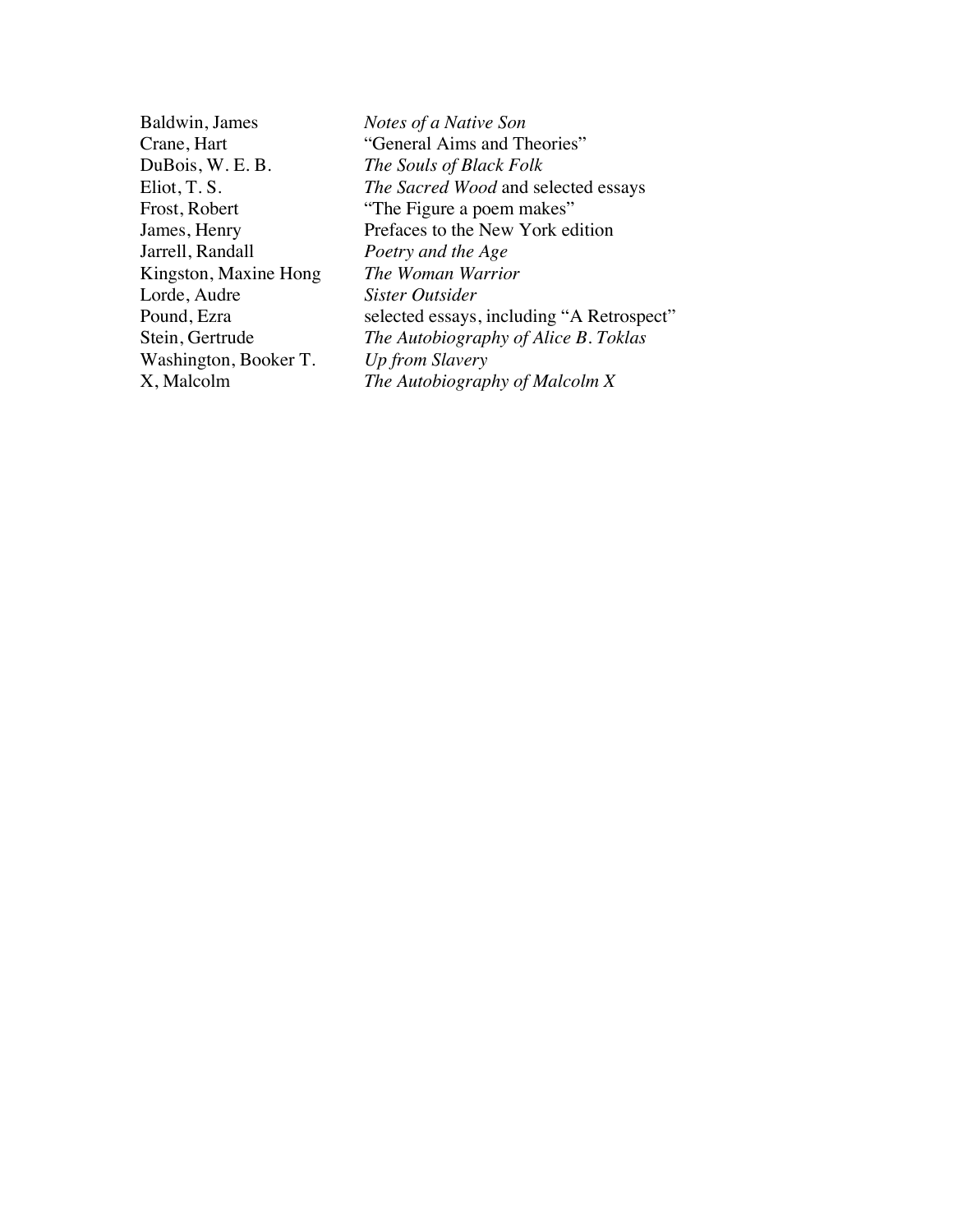| | |
|---|---|
| Baldwin, James | *Notes of a Native Son* |
| Crane, Hart | "General Aims and Theories" |
| DuBois, W. E. B. | *The Souls of Black Folk* |
| Eliot, T. S. | *The Sacred Wood* and selected essays |
| Frost, Robert | "The Figure a poem makes" |
| James, Henry | Prefaces to the New York edition |
| Jarrell, Randall | *Poetry and the Age* |
| Kingston, Maxine Hong | *The Woman Warrior* |
| Lorde, Audre | *Sister Outsider* |
| Pound, Ezra | selected essays, including "A Retrospect" |
| Stein, Gertrude | *The Autobiography of Alice B. Toklas* |
| Washington, Booker T. | *Up from Slavery* |
| X, Malcolm | *The Autobiography of Malcolm X* |